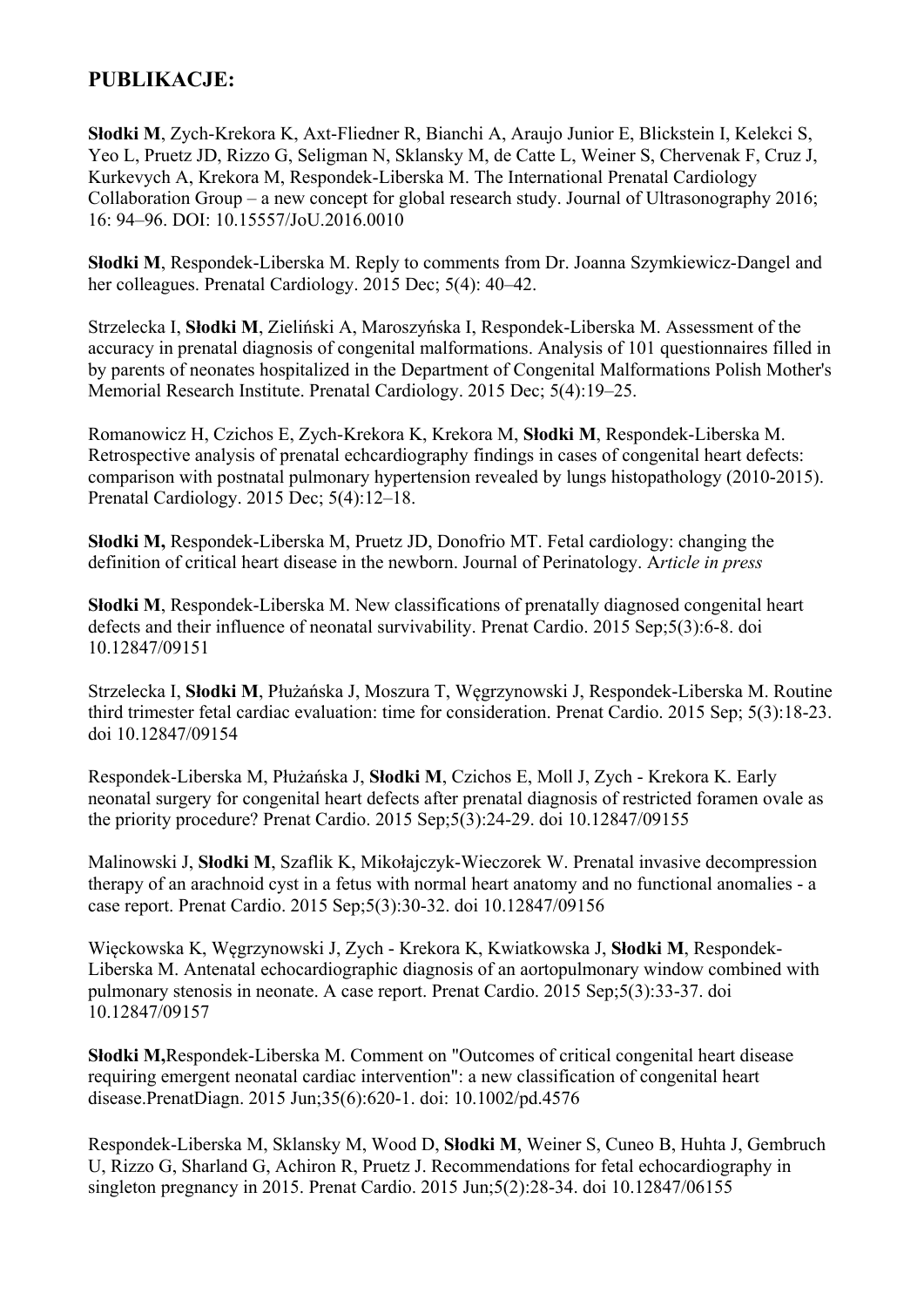## PUBLIKACJE:

**Słodki M**, Zych-Krekora K, Axt-Fliedner R, Bianchi A, Araujo Junior E, Blickstein I, Kelekci S, Yeo L, Pruetz JD, Rizzo G, Seligman N, Sklansky M, de Catte L, Weiner S, Chervenak F, Cruz J, Kurkevych A, Krekora M, Respondek-Liberska M. The International Prenatal Cardiology Collaboration Group – a new concept for global research study. Journal of Ultrasonography 2016; 16: 94–96. DOI: 10.15557/JoU.2016.0010

**Słodki M**, Respondek-Liberska M. Reply to comments from Dr. Joanna Szymkiewicz-Dangel and her colleagues. Prenatal Cardiology. 2015 Dec; 5(4): 40–42.

Strzelecka I, **Słodki M**, Zieliński A, Maroszyńska I, Respondek-Liberska M. Assessment of the accuracy in prenatal diagnosis of congenital malformations. Analysis of 101 questionnaires filled in by parents of neonates hospitalized in the Department of Congenital Malformations Polish Mother's Memorial Research Institute. Prenatal Cardiology. 2015 Dec; 5(4):19–25.

Romanowicz H, Czichos E, Zych-Krekora K, Krekora M, **Słodki M**, Respondek-Liberska M. Retrospective analysis of prenatal echcardiography findings in cases of congenital heart defects: comparison with postnatal pulmonary hypertension revealed by lungs histopathology (2010-2015). Prenatal Cardiology. 2015 Dec; 5(4):12–18.

**Słodki M,** Respondek-Liberska M, Pruetz JD, Donofrio MT. Fetal cardiology: changing the definition of critical heart disease in the newborn. Journal of Perinatology. A*rticle in press*

**Słodki M**, Respondek-Liberska M. New classifications of prenatally diagnosed congenital heart defects and their influence of neonatal survivability. Prenat Cardio. 2015 Sep;5(3):6-8. doi 10.12847/09151

Strzelecka I, **Słodki M**, Płużańska J, Moszura T, Węgrzynowski J, Respondek-Liberska M. Routine third trimester fetal cardiac evaluation: time for consideration. Prenat Cardio. 2015 Sep; 5(3):18-23. doi 10.12847/09154

Respondek-Liberska M, Płużańska J, **Słodki M**, Czichos E, Moll J, Zych - Krekora K. Early neonatal surgery for congenital heart defects after prenatal diagnosis of restricted foramen ovale as the priority procedure? Prenat Cardio. 2015 Sep;5(3):24-29. doi 10.12847/09155

Malinowski J, **Słodki M**, Szaflik K, Mikołajczyk-Wieczorek W. Prenatal invasive decompression therapy of an arachnoid cyst in a fetus with normal heart anatomy and no functional anomalies - a case report. Prenat Cardio. 2015 Sep;5(3):30-32. doi 10.12847/09156

Więckowska K, Węgrzynowski J, Zych - Krekora K, Kwiatkowska J, **Słodki M**, Respondek-Liberska M. Antenatal echocardiographic diagnosis of an aortopulmonary window combined with pulmonary stenosis in neonate. A case report. Prenat Cardio. 2015 Sep;5(3):33-37. doi 10.12847/09157

**Słodki M,**Respondek-Liberska M. Comment on "Outcomes of critical congenital heart disease requiring emergent neonatal cardiac intervention": a new classification of congenital heart disease.PrenatDiagn. 2015 Jun;35(6):620-1. doi: 10.1002/pd.4576

Respondek-Liberska M, Sklansky M, Wood D, **Słodki M**, Weiner S, Cuneo B, Huhta J, Gembruch U, Rizzo G, Sharland G, Achiron R, Pruetz J. Recommendations for fetal echocardiography in singleton pregnancy in 2015. Prenat Cardio. 2015 Jun;5(2):28-34. doi 10.12847/06155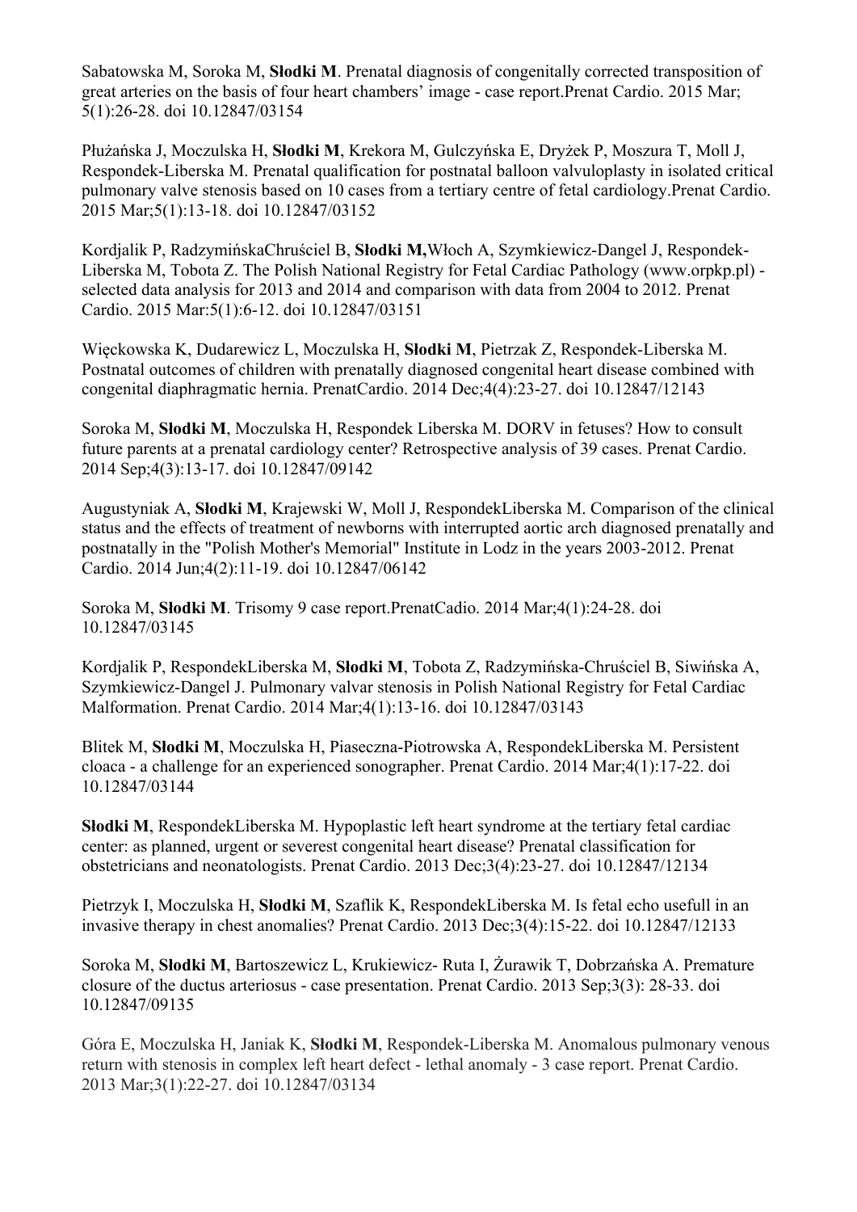Sabatowska M, Soroka M, **Słodki M**. Prenatal diagnosis of congenitally corrected transposition of great arteries on the basis of four heart chambers' image - case report.Prenat Cardio. 2015 Mar; 5(1):26-28. doi 10.12847/03154

Płużańska J, Moczulska H, **Słodki M**, Krekora M, Gulczyńska E, Dryżek P, Moszura T, Moll J, Respondek-Liberska M. Prenatal qualification for postnatal balloon valvuloplasty in isolated critical pulmonary valve stenosis based on 10 cases from a tertiary centre of fetal cardiology.Prenat Cardio. 2015 Mar;5(1):13-18. doi 10.12847/03152

Kordjalik P, RadzymińskaChruściel B, **Słodki M,**Włoch A, Szymkiewicz-Dangel J, Respondek-Liberska M, Tobota Z. The Polish National Registry for Fetal Cardiac Pathology (www.orpkp.pl) - selected data analysis for 2013 and 2014 and comparison with data from 2004 to 2012. Prenat Cardio. 2015 Mar:5(1):6-12. doi 10.12847/03151

Więckowska K, Dudarewicz L, Moczulska H, **Słodki M**, Pietrzak Z, Respondek-Liberska M. Postnatal outcomes of children with prenatally diagnosed congenital heart disease combined with congenital diaphragmatic hernia. PrenatCardio. 2014 Dec;4(4):23-27. doi 10.12847/12143

Soroka M, **Słodki M**, Moczulska H, Respondek Liberska M. DORV in fetuses? How to consult future parents at a prenatal cardiology center? Retrospective analysis of 39 cases. Prenat Cardio. 2014 Sep;4(3):13-17. doi 10.12847/09142

Augustyniak A, **Słodki M**, Krajewski W, Moll J, RespondekLiberska M. Comparison of the clinical status and the effects of treatment of newborns with interrupted aortic arch diagnosed prenatally and postnatally in the "Polish Mother's Memorial" Institute in Lodz in the years 2003-2012. Prenat Cardio. 2014 Jun;4(2):11-19. doi 10.12847/06142

Soroka M, **Słodki M**. Trisomy 9 case report.PrenatCadio. 2014 Mar;4(1):24-28. doi 10.12847/03145

Kordjalik P, RespondekLiberska M, **Słodki M**, Tobota Z, Radzymińska-Chruściel B, Siwińska A, Szymkiewicz-Dangel J. Pulmonary valvar stenosis in Polish National Registry for Fetal Cardiac Malformation. Prenat Cardio. 2014 Mar;4(1):13-16. doi 10.12847/03143

Blitek M, **Słodki M**, Moczulska H, Piaseczna-Piotrowska A, RespondekLiberska M. Persistent cloaca - a challenge for an experienced sonographer. Prenat Cardio. 2014 Mar;4(1):17-22. doi 10.12847/03144

**Słodki M**, RespondekLiberska M. Hypoplastic left heart syndrome at the tertiary fetal cardiac center: as planned, urgent or severest congenital heart disease? Prenatal classification for obstetricians and neonatologists. Prenat Cardio. 2013 Dec;3(4):23-27. doi 10.12847/12134

Pietrzyk I, Moczulska H, **Słodki M**, Szaflik K, RespondekLiberska M. Is fetal echo usefull in an invasive therapy in chest anomalies? Prenat Cardio. 2013 Dec;3(4):15-22. doi 10.12847/12133

Soroka M, **Słodki M**, Bartoszewicz L, Krukiewicz- Ruta I, Żurawik T, Dobrzańska A. Premature closure of the ductus arteriosus - case presentation. Prenat Cardio. 2013 Sep;3(3): 28-33. doi 10.12847/09135

Góra E, Moczulska H, Janiak K, **Słodki M**, Respondek-Liberska M. Anomalous pulmonary venous return with stenosis in complex left heart defect - lethal anomaly - 3 case report. Prenat Cardio. 2013 Mar;3(1):22-27. doi 10.12847/03134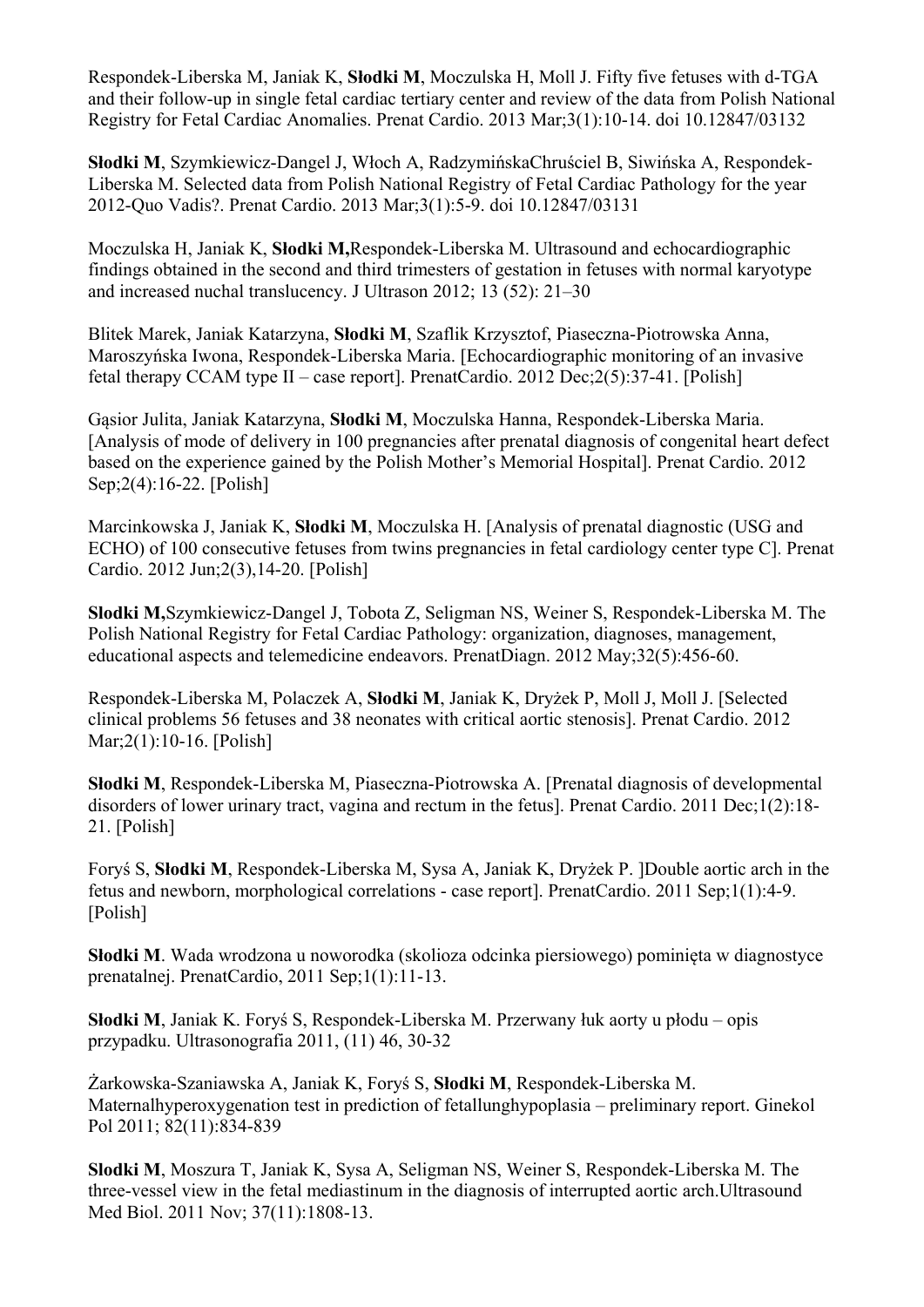Respondek-Liberska M, Janiak K, **Słodki M**, Moczulska H, Moll J. Fifty five fetuses with d-TGA and their follow-up in single fetal cardiac tertiary center and review of the data from Polish National Registry for Fetal Cardiac Anomalies. Prenat Cardio. 2013 Mar;3(1):10-14. doi 10.12847/03132

**Słodki M**, Szymkiewicz-Dangel J, Włoch A, RadzymińskaChruściel B, Siwińska A, Respondek-Liberska M. Selected data from Polish National Registry of Fetal Cardiac Pathology for the year 2012-Quo Vadis?. Prenat Cardio. 2013 Mar;3(1):5-9. doi 10.12847/03131

Moczulska H, Janiak K, **Słodki M,**Respondek-Liberska M. Ultrasound and echocardiographic findings obtained in the second and third trimesters of gestation in fetuses with normal karyotype and increased nuchal translucency. J Ultrason 2012; 13 (52): 21–30

Blitek Marek, Janiak Katarzyna, **Słodki M**, Szaflik Krzysztof, Piaseczna-Piotrowska Anna, Maroszyńska Iwona, Respondek-Liberska Maria. [Echocardiographic monitoring of an invasive fetal therapy CCAM type II – case report]. PrenatCardio. 2012 Dec;2(5):37-41. [Polish]

Gąsior Julita, Janiak Katarzyna, **Słodki M**, Moczulska Hanna, Respondek-Liberska Maria. [Analysis of mode of delivery in 100 pregnancies after prenatal diagnosis of congenital heart defect based on the experience gained by the Polish Mother's Memorial Hospital]. Prenat Cardio. 2012 Sep;2(4):16-22. [Polish]

Marcinkowska J, Janiak K, **Słodki M**, Moczulska H. [Analysis of prenatal diagnostic (USG and ECHO) of 100 consecutive fetuses from twins pregnancies in fetal cardiology center type C]. Prenat Cardio. 2012 Jun;2(3),14-20. [Polish]

**Slodki M,**Szymkiewicz-Dangel J, Tobota Z, Seligman NS, Weiner S, Respondek-Liberska M. The Polish National Registry for Fetal Cardiac Pathology: organization, diagnoses, management, educational aspects and telemedicine endeavors. PrenatDiagn. 2012 May;32(5):456-60.

Respondek-Liberska M, Polaczek A, **Słodki M**, Janiak K, Dryżek P, Moll J, Moll J. [Selected clinical problems 56 fetuses and 38 neonates with critical aortic stenosis]. Prenat Cardio. 2012 Mar;2(1):10-16. [Polish]

**Słodki M**, Respondek-Liberska M, Piaseczna-Piotrowska A. [Prenatal diagnosis of developmental disorders of lower urinary tract, vagina and rectum in the fetus]. Prenat Cardio. 2011 Dec;1(2):18-21. [Polish]

Foryś S, **Słodki M**, Respondek-Liberska M, Sysa A, Janiak K, Dryżek P. ]Double aortic arch in the fetus and newborn, morphological correlations - case report]. PrenatCardio. 2011 Sep;1(1):4-9. [Polish]

**Słodki M**. Wada wrodzona u noworodka (skolioza odcinka piersiowego) pominięta w diagnostyce prenatalnej. PrenatCardio, 2011 Sep;1(1):11-13.

**Słodki M**, Janiak K. Foryś S, Respondek-Liberska M. Przerwany łuk aorty u płodu – opis przypadku. Ultrasonografia 2011, (11) 46, 30-32

Żarkowska-Szaniawska A, Janiak K, Foryś S, **Słodki M**, Respondek-Liberska M. Maternalhyperoxygenation test in prediction of fetallunghypoplasia – preliminary report. Ginekol Pol 2011; 82(11):834-839

**Slodki M**, Moszura T, Janiak K, Sysa A, Seligman NS, Weiner S, Respondek-Liberska M. The three-vessel view in the fetal mediastinum in the diagnosis of interrupted aortic arch.Ultrasound Med Biol. 2011 Nov; 37(11):1808-13.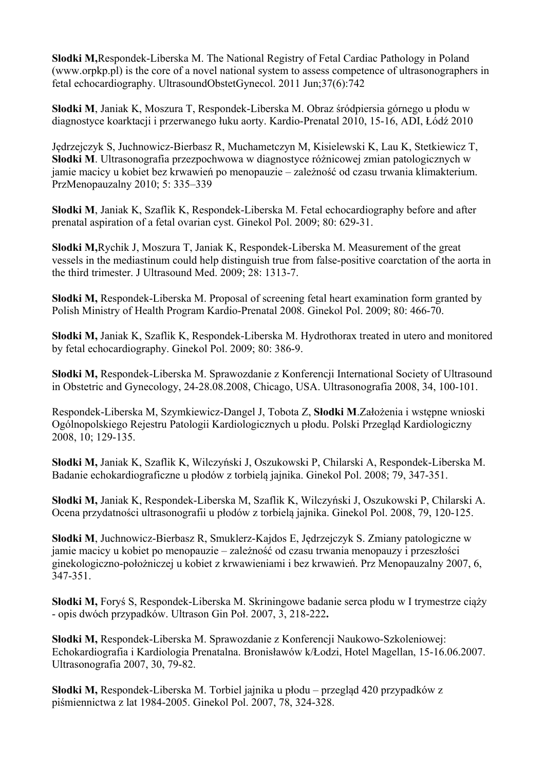**Slodki M,**Respondek-Liberska M. The National Registry of Fetal Cardiac Pathology in Poland (www.orpkp.pl) is the core of a novel national system to assess competence of ultrasonographers in fetal echocardiography. UltrasoundObstetGynecol. 2011 Jun;37(6):742

**Słodki M**, Janiak K, Moszura T, Respondek-Liberska M. Obraz śródpiersia górnego u płodu w diagnostyce koarktacji i przerwanego łuku aorty. Kardio-Prenatal 2010, 15-16, ADI, Łódź 2010

Jędrzejczyk S, Juchnowicz-Bierbasz R, Muchametczyn M, Kisielewski K, Lau K, Stetkiewicz T, **Słodki M**. Ultrasonografia przezpochwowa w diagnostyce różnicowej zmian patologicznych w jamie macicy u kobiet bez krwawień po menopauzie – zależność od czasu trwania klimakterium. PrzMenopauzalny 2010; 5: 335–339

**Słodki M**, Janiak K, Szaflik K, Respondek-Liberska M. Fetal echocardiography before and after prenatal aspiration of a fetal ovarian cyst. Ginekol Pol. 2009; 80: 629-31.

**Slodki M,**Rychik J, Moszura T, Janiak K, Respondek-Liberska M. Measurement of the great vessels in the mediastinum could help distinguish true from false-positive coarctation of the aorta in the third trimester. J Ultrasound Med. 2009; 28: 1313-7.

**Słodki M,** Respondek-Liberska M. Proposal of screening fetal heart examination form granted by Polish Ministry of Health Program Kardio-Prenatal 2008. Ginekol Pol. 2009; 80: 466-70.

**Słodki M,** Janiak K, Szaflik K, Respondek-Liberska M. Hydrothorax treated in utero and monitored by fetal echocardiography. Ginekol Pol. 2009; 80: 386-9.

**Słodki M,** Respondek-Liberska M. Sprawozdanie z Konferencji International Society of Ultrasound in Obstetric and Gynecology, 24-28.08.2008, Chicago, USA. Ultrasonografia 2008, 34, 100-101.

Respondek-Liberska M, Szymkiewicz-Dangel J, Tobota Z, **Słodki M**.Założenia i wstępne wnioski Ogólnopolskiego Rejestru Patologii Kardiologicznych u płodu. Polski Przegląd Kardiologiczny 2008, 10; 129-135.

**Słodki M,** Janiak K, Szaflik K, Wilczyński J, Oszukowski P, Chilarski A, Respondek-Liberska M. Badanie echokardiograficzne u płodów z torbielą jajnika. Ginekol Pol. 2008; 79, 347-351.

**Słodki M,** Janiak K, Respondek-Liberska M, Szaflik K, Wilczyński J, Oszukowski P, Chilarski A. Ocena przydatności ultrasonografii u płodów z torbielą jajnika. Ginekol Pol. 2008, 79, 120-125.

**Słodki M**, Juchnowicz-Bierbasz R, Smuklerz-Kajdos E, Jędrzejczyk S. Zmiany patologiczne w jamie macicy u kobiet po menopauzie – zależność od czasu trwania menopauzy i przeszłości ginekologiczno-położniczej u kobiet z krwawieniami i bez krwawień. Prz Menopauzalny 2007, 6, 347-351.

**Słodki M,** Foryś S, Respondek-Liberska M. Skriningowe badanie serca płodu w I trymestrze ciąży - opis dwóch przypadków. Ultrason Gin Poł. 2007, 3, 218-222**.**

**Słodki M,** Respondek-Liberska M. Sprawozdanie z Konferencji Naukowo-Szkoleniowej: Echokardiografia i Kardiologia Prenatalna. Bronisławów k/Łodzi, Hotel Magellan, 15-16.06.2007. Ultrasonografia 2007, 30, 79-82.

**Słodki M,** Respondek-Liberska M. Torbiel jajnika u płodu – przegląd 420 przypadków z piśmiennictwa z lat 1984-2005. Ginekol Pol. 2007, 78, 324-328.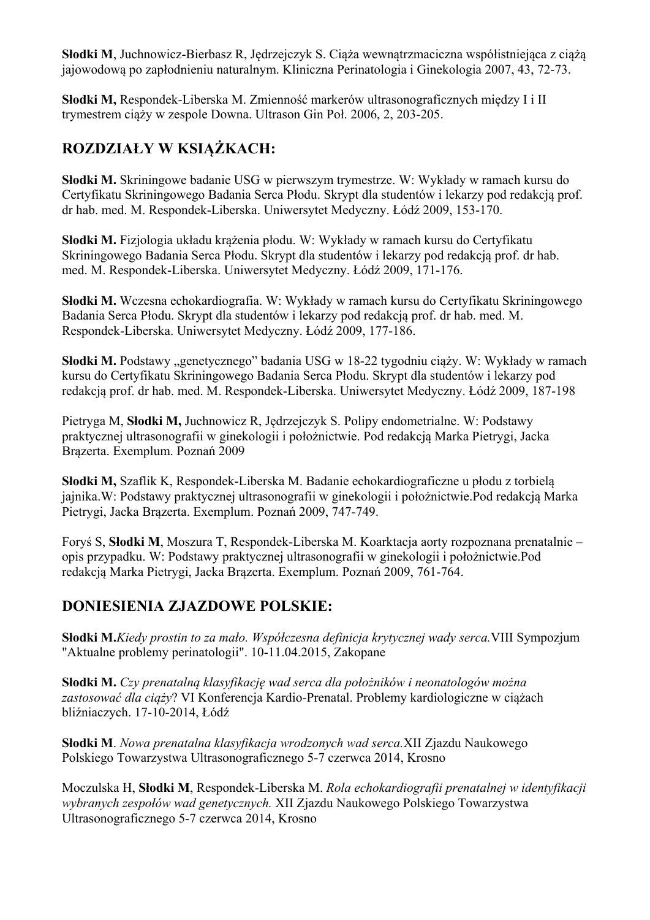**Słodki M**, Juchnowicz-Bierbasz R, Jędrzejczyk S. Ciąża wewnątrzmaciczna współistniejąca z ciążą jajowodową po zapłodnieniu naturalnym. Kliniczna Perinatologia i Ginekologia 2007, 43, 72-73.

**Słodki M,** Respondek-Liberska M. Zmienność markerów ultrasonograficznych między I i II trymestrem ciąży w zespole Downa. Ultrason Gin Poł. 2006, 2, 203-205.

## ROZDZIAŁY W KSIĄŻKACH:

**Słodki M.** Skriningowe badanie USG w pierwszym trymestrze. W: Wykłady w ramach kursu do Certyfikatu Skriningowego Badania Serca Płodu. Skrypt dla studentów i lekarzy pod redakcją prof. dr hab. med. M. Respondek-Liberska. Uniwersytet Medyczny. Łódź 2009, 153-170.

**Słodki M.** Fizjologia układu krążenia płodu. W: Wykłady w ramach kursu do Certyfikatu Skriningowego Badania Serca Płodu. Skrypt dla studentów i lekarzy pod redakcją prof. dr hab. med. M. Respondek-Liberska. Uniwersytet Medyczny. Łódź 2009, 171-176.

**Słodki M.** Wczesna echokardiografia. W: Wykłady w ramach kursu do Certyfikatu Skriningowego Badania Serca Płodu. Skrypt dla studentów i lekarzy pod redakcją prof. dr hab. med. M. Respondek-Liberska. Uniwersytet Medyczny. Łódź 2009, 177-186.

**Słodki M.** Podstawy „genetycznego" badania USG w 18-22 tygodniu ciąży. W: Wykłady w ramach kursu do Certyfikatu Skriningowego Badania Serca Płodu. Skrypt dla studentów i lekarzy pod redakcją prof. dr hab. med. M. Respondek-Liberska. Uniwersytet Medyczny. Łódź 2009, 187-198

Pietryga M, **Słodki M,** Juchnowicz R, Jędrzejczyk S. Polipy endometrialne. W: Podstawy praktycznej ultrasonografii w ginekologii i położnictwie. Pod redakcją Marka Pietrygi, Jacka Brązerta. Exemplum. Poznań 2009

**Słodki M,** Szaflik K, Respondek-Liberska M. Badanie echokardiograficzne u płodu z torbielą jajnika.W: Podstawy praktycznej ultrasonografii w ginekologii i położnictwie.Pod redakcją Marka Pietrygi, Jacka Brązerta. Exemplum. Poznań 2009, 747-749.

Foryś S, **Słodki M**, Moszura T, Respondek-Liberska M. Koarktacja aorty rozpoznana prenatalnie – opis przypadku. W: Podstawy praktycznej ultrasonografii w ginekologii i położnictwie.Pod redakcją Marka Pietrygi, Jacka Brązerta. Exemplum. Poznań 2009, 761-764.

## DONIESIENIA ZJAZDOWE POLSKIE:

**Słodki M.***Kiedy prostin to za mało. Współczesna definicja krytycznej wady serca.*VIII Sympozjum "Aktualne problemy perinatologii". 10-11.04.2015, Zakopane

**Słodki M.** *Czy prenatalną klasyfikację wad serca dla położników i neonatologów można zastosować dla ciąży*? VI Konferencja Kardio-Prenatal. Problemy kardiologiczne w ciążach bliźniaczych. 17-10-2014, Łódź

**Słodki M**. *Nowa prenatalna klasyfikacja wrodzonych wad serca.*XII Zjazdu Naukowego Polskiego Towarzystwa Ultrasonograficznego 5-7 czerwca 2014, Krosno

Moczulska H, **Słodki M**, Respondek-Liberska M. *Rola echokardiografii prenatalnej w identyfikacji wybranych zespołów wad genetycznych.* XII Zjazdu Naukowego Polskiego Towarzystwa Ultrasonograficznego 5-7 czerwca 2014, Krosno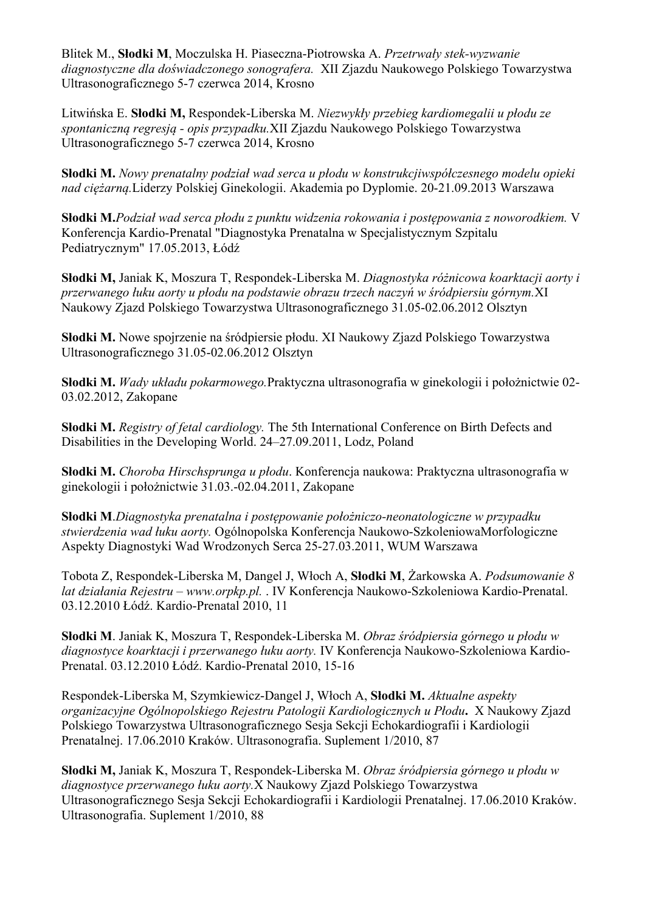Blitek M., **Słodki M**, Moczulska H. Piaseczna-Piotrowska A. *Przetrwały stek-wyzwanie diagnostyczne dla doświadczonego sonografera.* XII Zjazdu Naukowego Polskiego Towarzystwa Ultrasonograficznego 5-7 czerwca 2014, Krosno

Litwińska E. **Słodki M,** Respondek-Liberska M. *Niezwykły przebieg kardiomegalii u płodu ze spontaniczną regresją - opis przypadku.*XII Zjazdu Naukowego Polskiego Towarzystwa Ultrasonograficznego 5-7 czerwca 2014, Krosno

**Słodki M.** *Nowy prenatalny podział wad serca u płodu w konstrukcjiwspółczesnego modelu opieki nad ciężarną.*Liderzy Polskiej Ginekologii. Akademia po Dyplomie. 20-21.09.2013 Warszawa

**Słodki M.***Podział wad serca płodu z punktu widzenia rokowania i postępowania z noworodkiem.* V Konferencja Kardio-Prenatal "Diagnostyka Prenatalna w Specjalistycznym Szpitalu Pediatrycznym" 17.05.2013, Łódź

**Słodki M,** Janiak K, Moszura T, Respondek-Liberska M. *Diagnostyka różnicowa koarktacji aorty i przerwanego łuku aorty u płodu na podstawie obrazu trzech naczyń w śródpiersiu górnym.*XI Naukowy Zjazd Polskiego Towarzystwa Ultrasonograficznego 31.05-02.06.2012 Olsztyn

**Słodki M.** Nowe spojrzenie na śródpiersie płodu. XI Naukowy Zjazd Polskiego Towarzystwa Ultrasonograficznego 31.05-02.06.2012 Olsztyn

**Słodki M.** *Wady układu pokarmowego.*Praktyczna ultrasonografia w ginekologii i położnictwie 02-03.02.2012, Zakopane

**Słodki M.** *Registry of fetal cardiology.* The 5th International Conference on Birth Defects and Disabilities in the Developing World. 24–27.09.2011, Lodz, Poland

**Słodki M.** *Choroba Hirschsprunga u płodu*. Konferencja naukowa: Praktyczna ultrasonografia w ginekologii i położnictwie 31.03.-02.04.2011, Zakopane

**Słodki M**.*Diagnostyka prenatalna i postępowanie położniczo-neonatologiczne w przypadku stwierdzenia wad łuku aorty.* Ogólnopolska Konferencja Naukowo-SzkoleniowaMorfologiczne Aspekty Diagnostyki Wad Wrodzonych Serca 25-27.03.2011, WUM Warszawa

Tobota Z, Respondek-Liberska M, Dangel J, Włoch A, **Słodki M**, Żarkowska A. *Podsumowanie 8 lat działania Rejestru – www.orpkp.pl.* . IV Konferencja Naukowo-Szkoleniowa Kardio-Prenatal. 03.12.2010 Łódź. Kardio-Prenatal 2010, 11

**Słodki M**. Janiak K, Moszura T, Respondek-Liberska M. *Obraz śródpiersia górnego u płodu w diagnostyce koarktacji i przerwanego łuku aorty.* IV Konferencja Naukowo-Szkoleniowa Kardio-Prenatal. 03.12.2010 Łódź. Kardio-Prenatal 2010, 15-16

Respondek-Liberska M, Szymkiewicz-Dangel J, Włoch A, **Słodki M.** *Aktualne aspekty organizacyjne Ogólnopolskiego Rejestru Patologii Kardiologicznych u Płodu***.** X Naukowy Zjazd Polskiego Towarzystwa Ultrasonograficznego Sesja Sekcji Echokardiografii i Kardiologii Prenatalnej. 17.06.2010 Kraków. Ultrasonografia. Suplement 1/2010, 87

**Słodki M,** Janiak K, Moszura T, Respondek-Liberska M. *Obraz śródpiersia górnego u płodu w diagnostyce przerwanego łuku aorty.*X Naukowy Zjazd Polskiego Towarzystwa Ultrasonograficznego Sesja Sekcji Echokardiografii i Kardiologii Prenatalnej. 17.06.2010 Kraków. Ultrasonografia. Suplement 1/2010, 88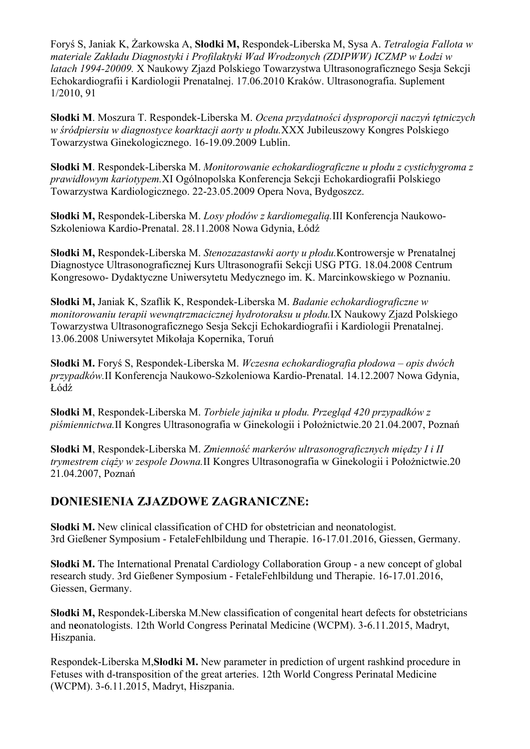Foryś S, Janiak K, Żarkowska A, **Słodki M,** Respondek-Liberska M, Sysa A. *Tetralogia Fallota w materiale Zakładu Diagnostyki i Profilaktyki Wad Wrodzonych (ZDIPWW) ICZMP w Łodzi w latach 1994-20009.* X Naukowy Zjazd Polskiego Towarzystwa Ultrasonograficznego Sesja Sekcji Echokardiografii i Kardiologii Prenatalnej. 17.06.2010 Kraków. Ultrasonografia. Suplement 1/2010, 91

**Słodki M**. Moszura T. Respondek-Liberska M. *Ocena przydatności dysproporcji naczyń tętniczych w śródpiersiu w diagnostyce koarktacji aorty u płodu.*XXX Jubileuszowy Kongres Polskiego Towarzystwa Ginekologicznego. 16-19.09.2009 Lublin.

**Słodki M**. Respondek-Liberska M. *Monitorowanie echokardiograficzne u płodu z cystichygroma z prawidłowym kariotypem.*XI Ogólnopolska Konferencja Sekcji Echokardiografii Polskiego Towarzystwa Kardiologicznego. 22-23.05.2009 Opera Nova, Bydgoszcz.

**Słodki M,** Respondek-Liberska M. *Losy płodów z kardiomegalią.*III Konferencja Naukowo-Szkoleniowa Kardio-Prenatal. 28.11.2008 Nowa Gdynia, Łódź

**Słodki M,** Respondek-Liberska M. *Stenozazastawki aorty u płodu.*Kontrowersje w Prenatalnej Diagnostyce Ultrasonograficznej Kurs Ultrasonografii Sekcji USG PTG. 18.04.2008 Centrum Kongresowo- Dydaktyczne Uniwersytetu Medycznego im. K. Marcinkowskiego w Poznaniu.

**Słodki M,** Janiak K, Szaflik K, Respondek-Liberska M. *Badanie echokardiograficzne w monitorowaniu terapii wewnątrzmacicznej hydrotoraksu u płodu.*IX Naukowy Zjazd Polskiego Towarzystwa Ultrasonograficznego Sesja Sekcji Echokardiografii i Kardiologii Prenatalnej. 13.06.2008 Uniwersytet Mikołaja Kopernika, Toruń

**Słodki M.** Foryś S, Respondek-Liberska M. *Wczesna echokardiografia płodowa – opis dwóch przypadków.*II Konferencja Naukowo-Szkoleniowa Kardio-Prenatal. 14.12.2007 Nowa Gdynia, Łódź

**Słodki M**, Respondek-Liberska M. *Torbiele jajnika u płodu. Przegląd 420 przypadków z piśmiennictwa.*II Kongres Ultrasonografia w Ginekologii i Położnictwie.20 21.04.2007, Poznań

**Słodki M**, Respondek-Liberska M. *Zmienność markerów ultrasonograficznych między I i II trymestrem ciąży w zespole Downa.*II Kongres Ultrasonografia w Ginekologii i Położnictwie.20 21.04.2007, Poznań

## DONIESIENIA ZJAZDOWE ZAGRANICZNE:

**Słodki M.** New clinical classification of CHD for obstetrician and neonatologist. 3rd Gießener Symposium - FetaleFehlbildung und Therapie. 16-17.01.2016, Giessen, Germany.

**Słodki M.** The International Prenatal Cardiology Collaboration Group - a new concept of global research study. 3rd Gießener Symposium - FetaleFehlbildung und Therapie. 16-17.01.2016, Giessen, Germany.

**Słodki M,** Respondek-Liberska M.New classification of congenital heart defects for obstetricians and neonatologists. 12th World Congress Perinatal Medicine (WCPM). 3-6.11.2015, Madryt, Hiszpania.

Respondek-Liberska M,**Słodki M.** New parameter in prediction of urgent rashkind procedure in Fetuses with d-transposition of the great arteries. 12th World Congress Perinatal Medicine (WCPM). 3-6.11.2015, Madryt, Hiszpania.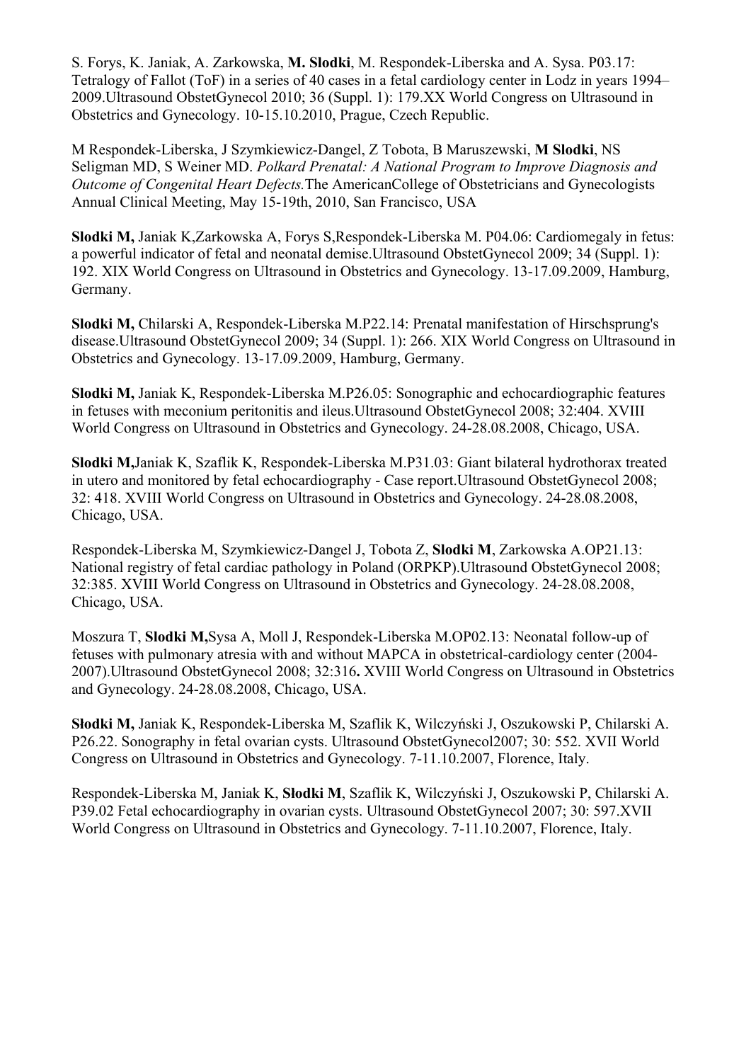S. Forys, K. Janiak, A. Zarkowska, **M. Slodki**, M. Respondek-Liberska and A. Sysa. P03.17: Tetralogy of Fallot (ToF) in a series of 40 cases in a fetal cardiology center in Lodz in years 1994–2009.Ultrasound ObstetGynecol 2010; 36 (Suppl. 1): 179.XX World Congress on Ultrasound in Obstetrics and Gynecology. 10-15.10.2010, Prague, Czech Republic.

M Respondek-Liberska, J Szymkiewicz-Dangel, Z Tobota, B Maruszewski, **M Slodki**, NS Seligman MD, S Weiner MD. *Polkard Prenatal: A National Program to Improve Diagnosis and Outcome of Congenital Heart Defects.*The AmericanCollege of Obstetricians and Gynecologists Annual Clinical Meeting, May 15-19th, 2010, San Francisco, USA

**Slodki M,** Janiak K,Zarkowska A, Forys S,Respondek-Liberska M. P04.06: Cardiomegaly in fetus: a powerful indicator of fetal and neonatal demise.Ultrasound ObstetGynecol 2009; 34 (Suppl. 1): 192. XIX World Congress on Ultrasound in Obstetrics and Gynecology. 13-17.09.2009, Hamburg, Germany.

**Slodki M,** Chilarski A, Respondek-Liberska M.P22.14: Prenatal manifestation of Hirschsprung's disease.Ultrasound ObstetGynecol 2009; 34 (Suppl. 1): 266. XIX World Congress on Ultrasound in Obstetrics and Gynecology. 13-17.09.2009, Hamburg, Germany.

**Slodki M,** Janiak K, Respondek-Liberska M.P26.05: Sonographic and echocardiographic features in fetuses with meconium peritonitis and ileus.Ultrasound ObstetGynecol 2008; 32:404. XVIII World Congress on Ultrasound in Obstetrics and Gynecology. 24-28.08.2008, Chicago, USA.

**Slodki M,**Janiak K, Szaflik K, Respondek-Liberska M.P31.03: Giant bilateral hydrothorax treated in utero and monitored by fetal echocardiography - Case report.Ultrasound ObstetGynecol 2008; 32: 418. XVIII World Congress on Ultrasound in Obstetrics and Gynecology. 24-28.08.2008, Chicago, USA.

Respondek-Liberska M, Szymkiewicz-Dangel J, Tobota Z, **Slodki M**, Zarkowska A.OP21.13: National registry of fetal cardiac pathology in Poland (ORPKP).Ultrasound ObstetGynecol 2008; 32:385. XVIII World Congress on Ultrasound in Obstetrics and Gynecology. 24-28.08.2008, Chicago, USA.

Moszura T, **Slodki M,**Sysa A, Moll J, Respondek-Liberska M.OP02.13: Neonatal follow-up of fetuses with pulmonary atresia with and without MAPCA in obstetrical-cardiology center (2004-2007).Ultrasound ObstetGynecol 2008; 32:316**.** XVIII World Congress on Ultrasound in Obstetrics and Gynecology. 24-28.08.2008, Chicago, USA.

**Słodki M,** Janiak K, Respondek-Liberska M, Szaflik K, Wilczyński J, Oszukowski P, Chilarski A. P26.22. Sonography in fetal ovarian cysts. Ultrasound ObstetGynecol2007; 30: 552. XVII World Congress on Ultrasound in Obstetrics and Gynecology. 7-11.10.2007, Florence, Italy.

Respondek-Liberska M, Janiak K, **Słodki M**, Szaflik K, Wilczyński J, Oszukowski P, Chilarski A. P39.02 Fetal echocardiography in ovarian cysts. Ultrasound ObstetGynecol 2007; 30: 597.XVII World Congress on Ultrasound in Obstetrics and Gynecology. 7-11.10.2007, Florence, Italy.